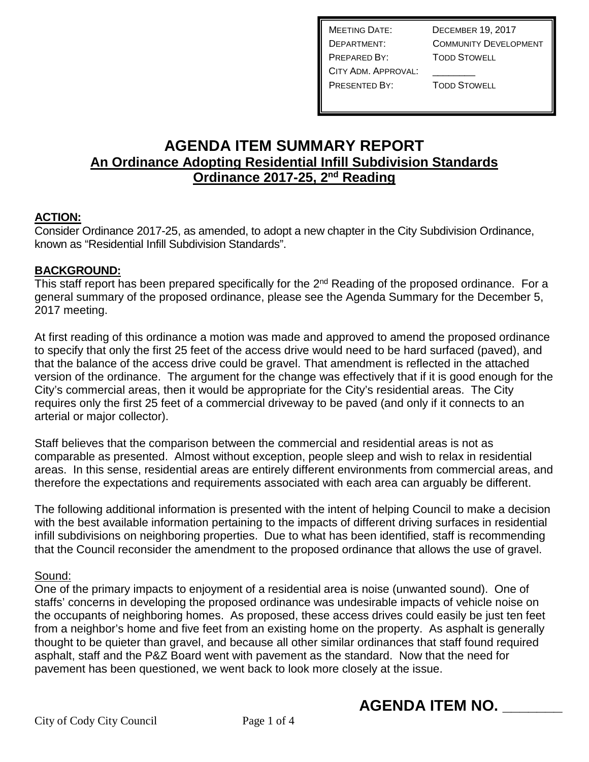| | |
|---|---|
| MEETING DATE: | DECEMBER 19, 2017 |
| DEPARTMENT: | COMMUNITY DEVELOPMENT |
| PREPARED BY: | TODD STOWELL |
| CITY ADM. APPROVAL: | ________ |
| PRESENTED BY: | TODD STOWELL |

# AGENDA ITEM SUMMARY REPORT

## An Ordinance Adopting Residential Infill Subdivision Standards
## Ordinance 2017-25, 2nd Reading

**ACTION:**

Consider Ordinance 2017-25, as amended, to adopt a new chapter in the City Subdivision Ordinance, known as "Residential Infill Subdivision Standards".

**BACKGROUND:**

This staff report has been prepared specifically for the 2nd Reading of the proposed ordinance. For a general summary of the proposed ordinance, please see the Agenda Summary for the December 5, 2017 meeting.

At first reading of this ordinance a motion was made and approved to amend the proposed ordinance to specify that only the first 25 feet of the access drive would need to be hard surfaced (paved), and that the balance of the access drive could be gravel. That amendment is reflected in the attached version of the ordinance. The argument for the change was effectively that if it is good enough for the City's commercial areas, then it would be appropriate for the City's residential areas. The City requires only the first 25 feet of a commercial driveway to be paved (and only if it connects to an arterial or major collector).

Staff believes that the comparison between the commercial and residential areas is not as comparable as presented. Almost without exception, people sleep and wish to relax in residential areas. In this sense, residential areas are entirely different environments from commercial areas, and therefore the expectations and requirements associated with each area can arguably be different.

The following additional information is presented with the intent of helping Council to make a decision with the best available information pertaining to the impacts of different driving surfaces in residential infill subdivisions on neighboring properties. Due to what has been identified, staff is recommending that the Council reconsider the amendment to the proposed ordinance that allows the use of gravel.

Sound:

One of the primary impacts to enjoyment of a residential area is noise (unwanted sound). One of staffs' concerns in developing the proposed ordinance was undesirable impacts of vehicle noise on the occupants of neighboring homes. As proposed, these access drives could easily be just ten feet from a neighbor's home and five feet from an existing home on the property. As asphalt is generally thought to be quieter than gravel, and because all other similar ordinances that staff found required asphalt, staff and the P&Z Board went with pavement as the standard. Now that the need for pavement has been questioned, we went back to look more closely at the issue.

**AGENDA ITEM NO. ________**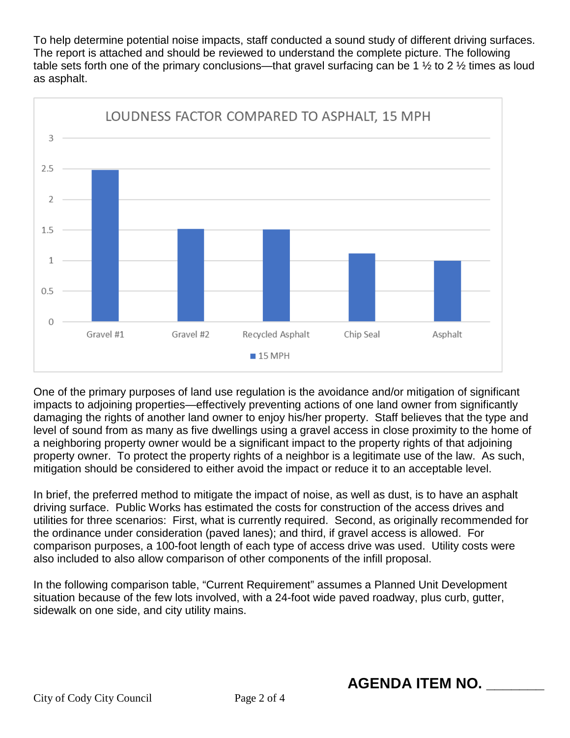To help determine potential noise impacts, staff conducted a sound study of different driving surfaces. The report is attached and should be reviewed to understand the complete picture. The following table sets forth one of the primary conclusions—that gravel surfacing can be 1 ½ to 2 ½ times as loud as asphalt.

**LOUDNESS FACTOR COMPARED TO ASPHALT, 15 MPH**

Gravel #1 | Gravel #2 | Recycled Asphalt | Chip Seal | Asphalt

■ 15 MPH

One of the primary purposes of land use regulation is the avoidance and/or mitigation of significant impacts to adjoining properties—effectively preventing actions of one land owner from significantly damaging the rights of another land owner to enjoy his/her property. Staff believes that the type and level of sound from as many as five dwellings using a gravel access in close proximity to the home of a neighboring property owner would be a significant impact to the property rights of that adjoining property owner. To protect the property rights of a neighbor is a legitimate use of the law. As such, mitigation should be considered to either avoid the impact or reduce it to an acceptable level.

In brief, the preferred method to mitigate the impact of noise, as well as dust, is to have an asphalt driving surface. Public Works has estimated the costs for construction of the access drives and utilities for three scenarios: First, what is currently required. Second, as originally recommended for the ordinance under consideration (paved lanes); and third, if gravel access is allowed. For comparison purposes, a 100-foot length of each type of access drive was used. Utility costs were also included to also allow comparison of other components of the infill proposal.

In the following comparison table, "Current Requirement" assumes a Planned Unit Development situation because of the few lots involved, with a 24-foot wide paved roadway, plus curb, gutter, sidewalk on one side, and city utility mains.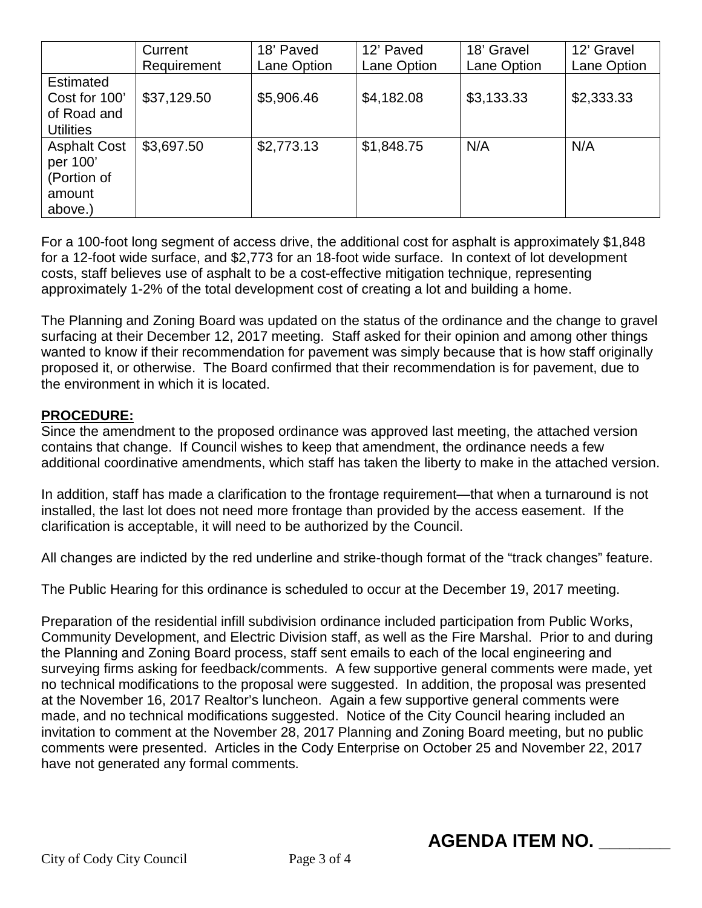| | Current Requirement | 18' Paved Lane Option | 12' Paved Lane Option | 18' Gravel Lane Option | 12' Gravel Lane Option |
|---|---|---|---|---|---|
| Estimated Cost for 100' of Road and Utilities | $37,129.50 | $5,906.46 | $4,182.08 | $3,133.33 | $2,333.33 |
| Asphalt Cost per 100' (Portion of amount above.) | $3,697.50 | $2,773.13 | $1,848.75 | N/A | N/A |

For a 100-foot long segment of access drive, the additional cost for asphalt is approximately $1,848 for a 12-foot wide surface, and $2,773 for an 18-foot wide surface. In context of lot development costs, staff believes use of asphalt to be a cost-effective mitigation technique, representing approximately 1-2% of the total development cost of creating a lot and building a home.

The Planning and Zoning Board was updated on the status of the ordinance and the change to gravel surfacing at their December 12, 2017 meeting. Staff asked for their opinion and among other things wanted to know if their recommendation for pavement was simply because that is how staff originally proposed it, or otherwise. The Board confirmed that their recommendation is for pavement, due to the environment in which it is located.

**PROCEDURE:**

Since the amendment to the proposed ordinance was approved last meeting, the attached version contains that change. If Council wishes to keep that amendment, the ordinance needs a few additional coordinative amendments, which staff has taken the liberty to make in the attached version.

In addition, staff has made a clarification to the frontage requirement—that when a turnaround is not installed, the last lot does not need more frontage than provided by the access easement. If the clarification is acceptable, it will need to be authorized by the Council.

All changes are indicted by the red underline and strike-though format of the "track changes" feature.

The Public Hearing for this ordinance is scheduled to occur at the December 19, 2017 meeting.

Preparation of the residential infill subdivision ordinance included participation from Public Works, Community Development, and Electric Division staff, as well as the Fire Marshal. Prior to and during the Planning and Zoning Board process, staff sent emails to each of the local engineering and surveying firms asking for feedback/comments. A few supportive general comments were made, yet no technical modifications to the proposal were suggested. In addition, the proposal was presented at the November 16, 2017 Realtor's luncheon. Again a few supportive general comments were made, and no technical modifications suggested. Notice of the City Council hearing included an invitation to comment at the November 28, 2017 Planning and Zoning Board meeting, but no public comments were presented. Articles in the Cody Enterprise on October 25 and November 22, 2017 have not generated any formal comments.

**AGENDA ITEM NO. ________**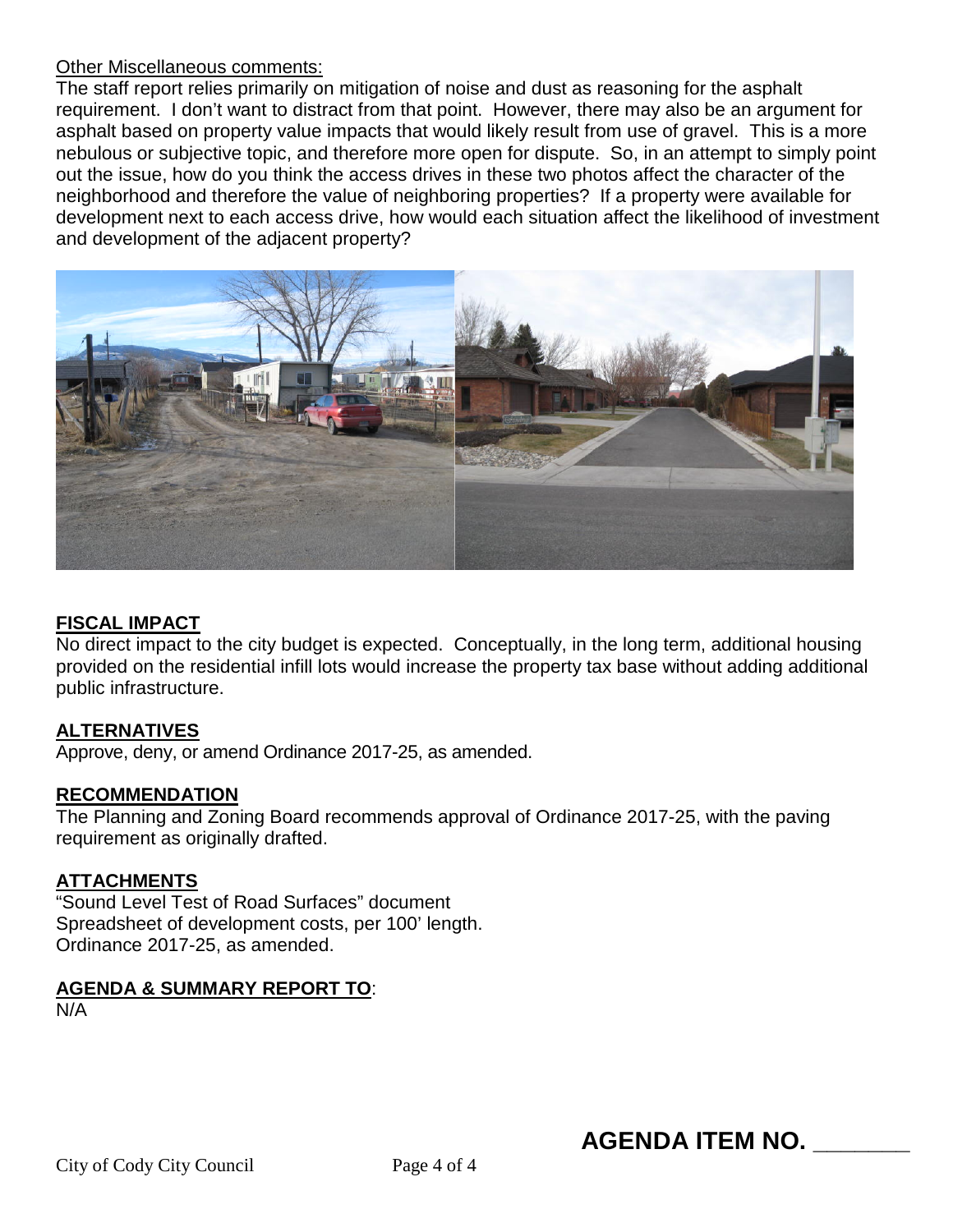Other Miscellaneous comments:

The staff report relies primarily on mitigation of noise and dust as reasoning for the asphalt requirement. I don't want to distract from that point. However, there may also be an argument for asphalt based on property value impacts that would likely result from use of gravel. This is a more nebulous or subjective topic, and therefore more open for dispute. So, in an attempt to simply point out the issue, how do you think the access drives in these two photos affect the character of the neighborhood and therefore the value of neighboring properties? If a property were available for development next to each access drive, how would each situation affect the likelihood of investment and development of the adjacent property?

## FISCAL IMPACT

No direct impact to the city budget is expected. Conceptually, in the long term, additional housing provided on the residential infill lots would increase the property tax base without adding additional public infrastructure.

## ALTERNATIVES

Approve, deny, or amend Ordinance 2017-25, as amended.

## RECOMMENDATION

The Planning and Zoning Board recommends approval of Ordinance 2017-25, with the paving requirement as originally drafted.

## ATTACHMENTS

"Sound Level Test of Road Surfaces" document
Spreadsheet of development costs, per 100' length.
Ordinance 2017-25, as amended.

## AGENDA & SUMMARY REPORT TO:

N/A

**AGENDA ITEM NO. \_\_\_\_\_\_\_\_**